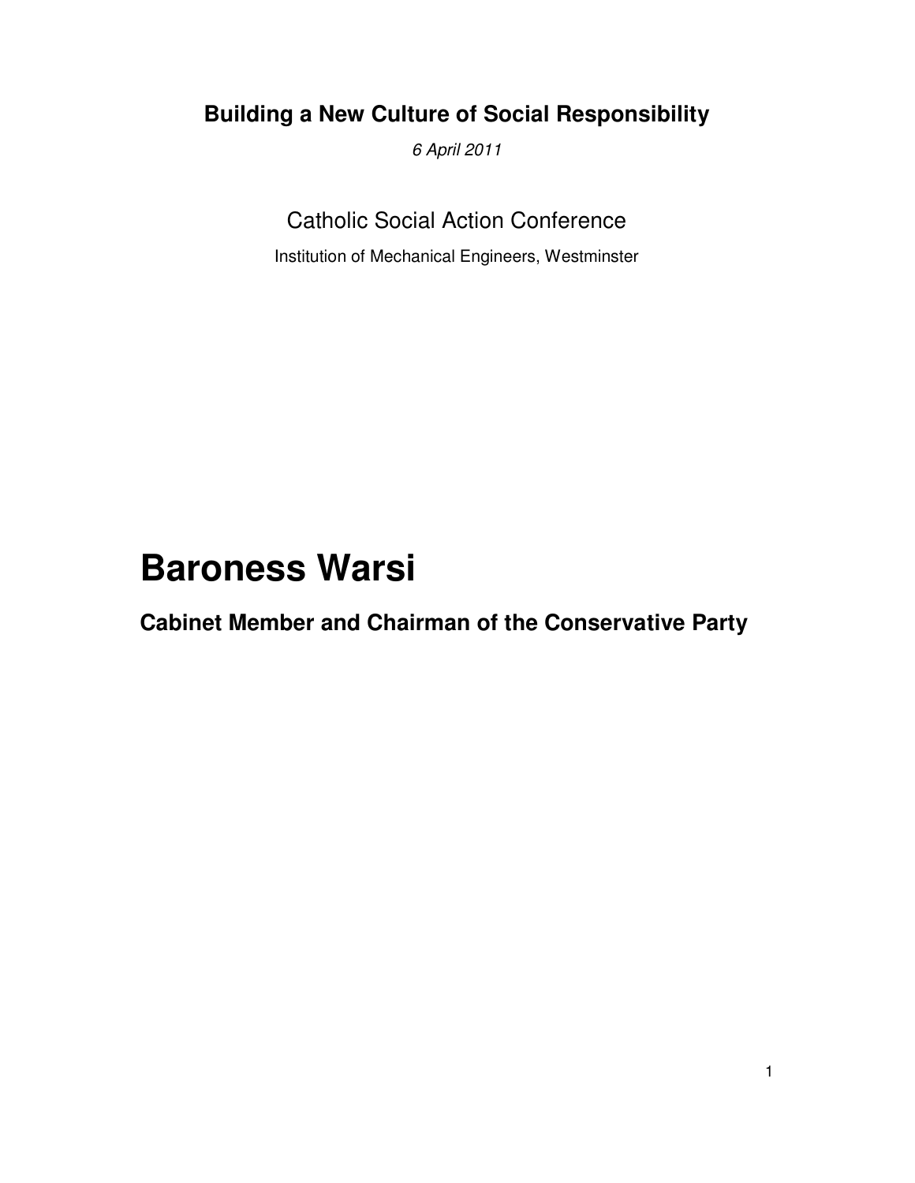## Building a New Culture of Social Responsibility

*6 April 2011*

Catholic Social Action Conference

Institution of Mechanical Engineers, Westminster

# Baroness Warsi

## Cabinet Member and Chairman of the Conservative Party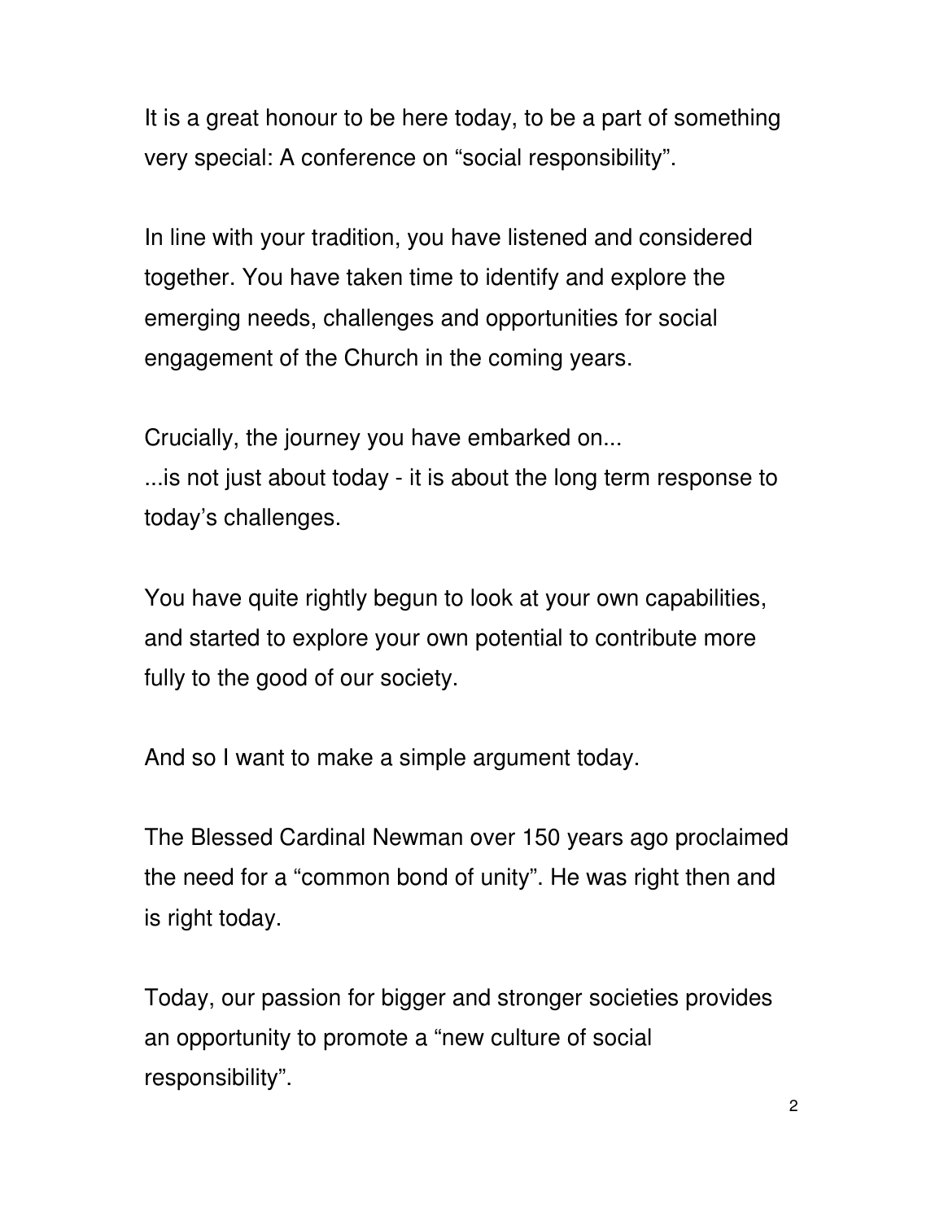It is a great honour to be here today, to be a part of something very special: A conference on "social responsibility".

In line with your tradition, you have listened and considered together. You have taken time to identify and explore the emerging needs, challenges and opportunities for social engagement of the Church in the coming years.

Crucially, the journey you have embarked on...
...is not just about today - it is about the long term response to today's challenges.

You have quite rightly begun to look at your own capabilities, and started to explore your own potential to contribute more fully to the good of our society.

And so I want to make a simple argument today.

The Blessed Cardinal Newman over 150 years ago proclaimed the need for a "common bond of unity". He was right then and is right today.

Today, our passion for bigger and stronger societies provides an opportunity to promote a "new culture of social responsibility".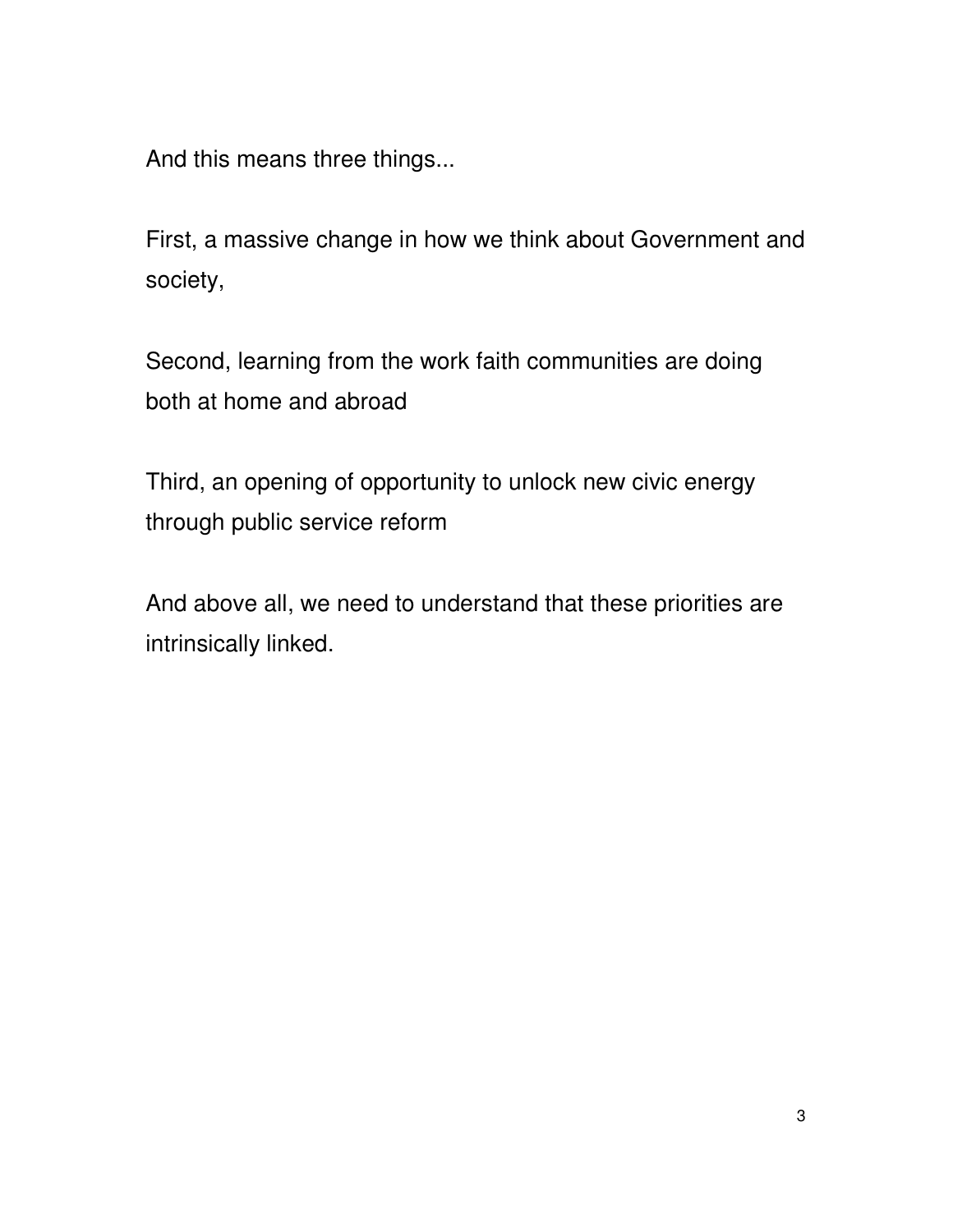And this means three things...

First, a massive change in how we think about Government and society,

Second, learning from the work faith communities are doing both at home and abroad

Third, an opening of opportunity to unlock new civic energy through public service reform

And above all, we need to understand that these priorities are intrinsically linked.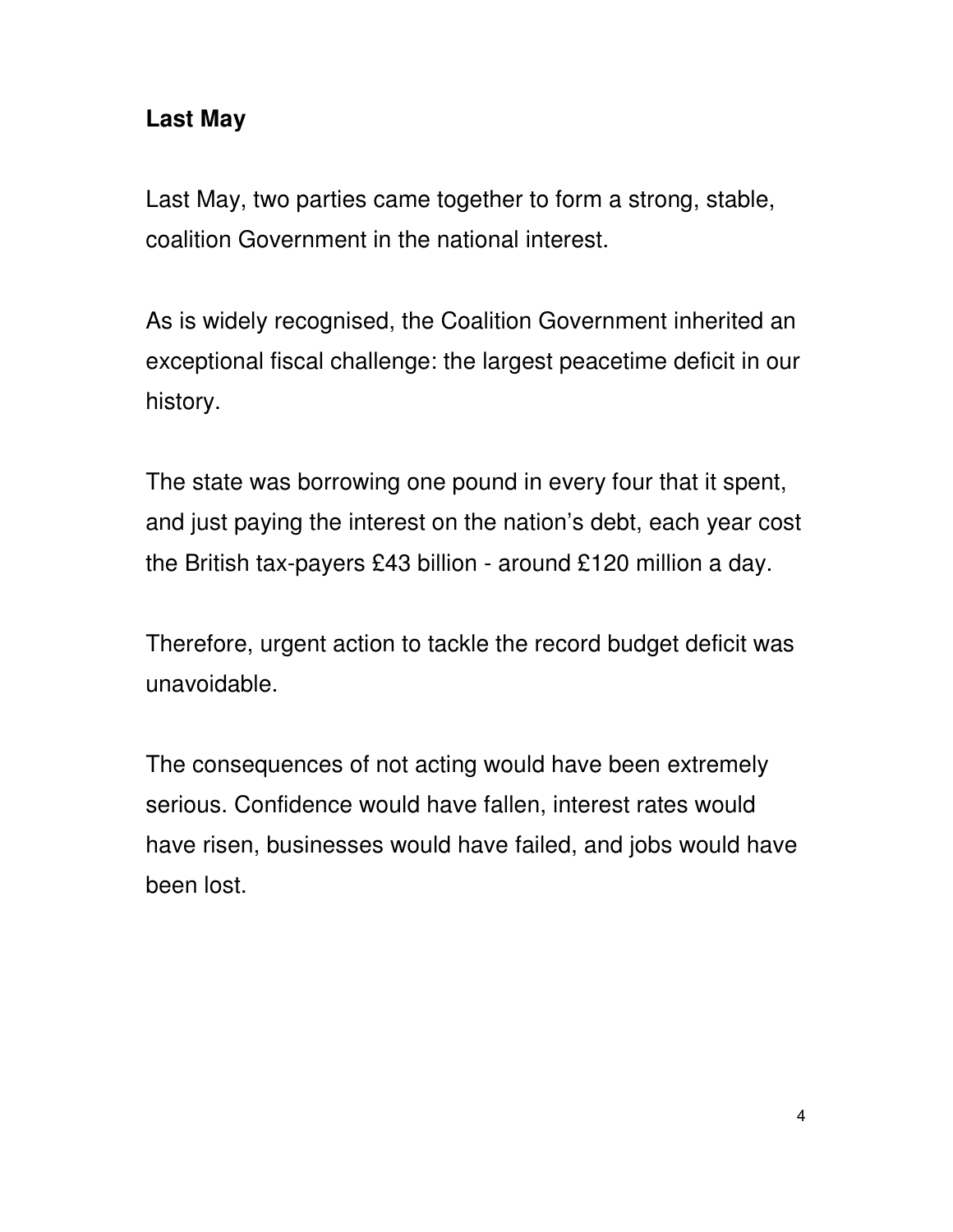## Last May

Last May, two parties came together to form a strong, stable, coalition Government in the national interest.

As is widely recognised, the Coalition Government inherited an exceptional fiscal challenge: the largest peacetime deficit in our history.

The state was borrowing one pound in every four that it spent, and just paying the interest on the nation's debt, each year cost the British tax-payers £43 billion - around £120 million a day.

Therefore, urgent action to tackle the record budget deficit was unavoidable.

The consequences of not acting would have been extremely serious. Confidence would have fallen, interest rates would have risen, businesses would have failed, and jobs would have been lost.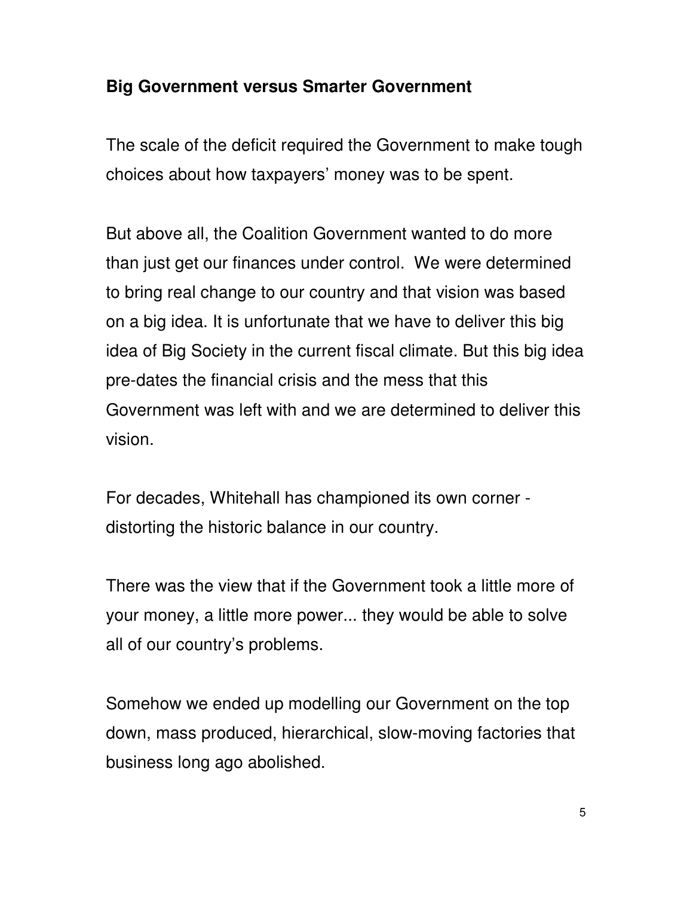**Big Government versus Smarter Government**

The scale of the deficit required the Government to make tough choices about how taxpayers' money was to be spent.

But above all, the Coalition Government wanted to do more than just get our finances under control. We were determined to bring real change to our country and that vision was based on a big idea. It is unfortunate that we have to deliver this big idea of Big Society in the current fiscal climate. But this big idea pre-dates the financial crisis and the mess that this Government was left with and we are determined to deliver this vision.

For decades, Whitehall has championed its own corner - distorting the historic balance in our country.

There was the view that if the Government took a little more of your money, a little more power... they would be able to solve all of our country's problems.

Somehow we ended up modelling our Government on the top down, mass produced, hierarchical, slow-moving factories that business long ago abolished.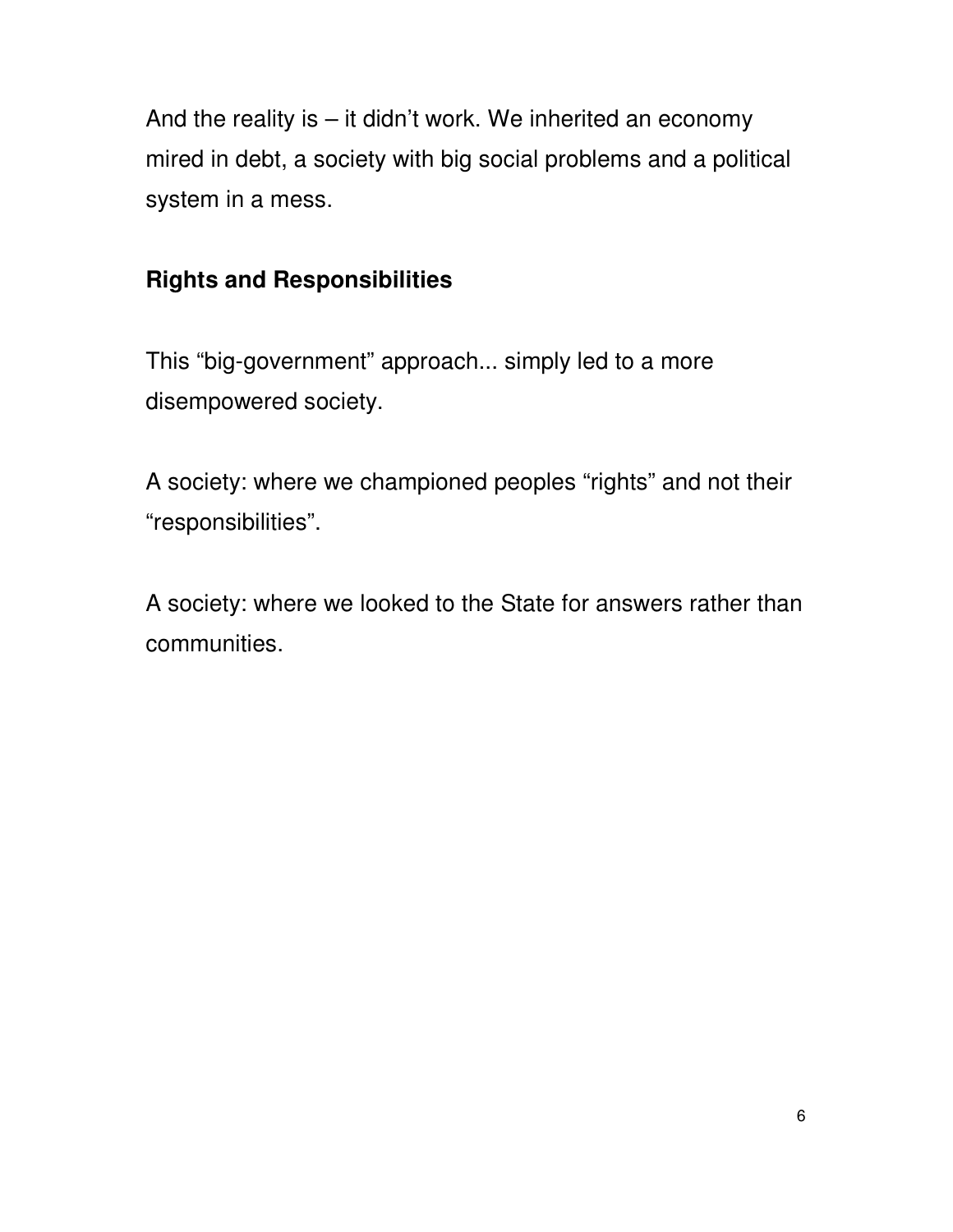And the reality is – it didn't work. We inherited an economy mired in debt, a society with big social problems and a political system in a mess.

**Rights and Responsibilities**

This "big-government" approach... simply led to a more disempowered society.

A society: where we championed peoples "rights" and not their "responsibilities".

A society: where we looked to the State for answers rather than communities.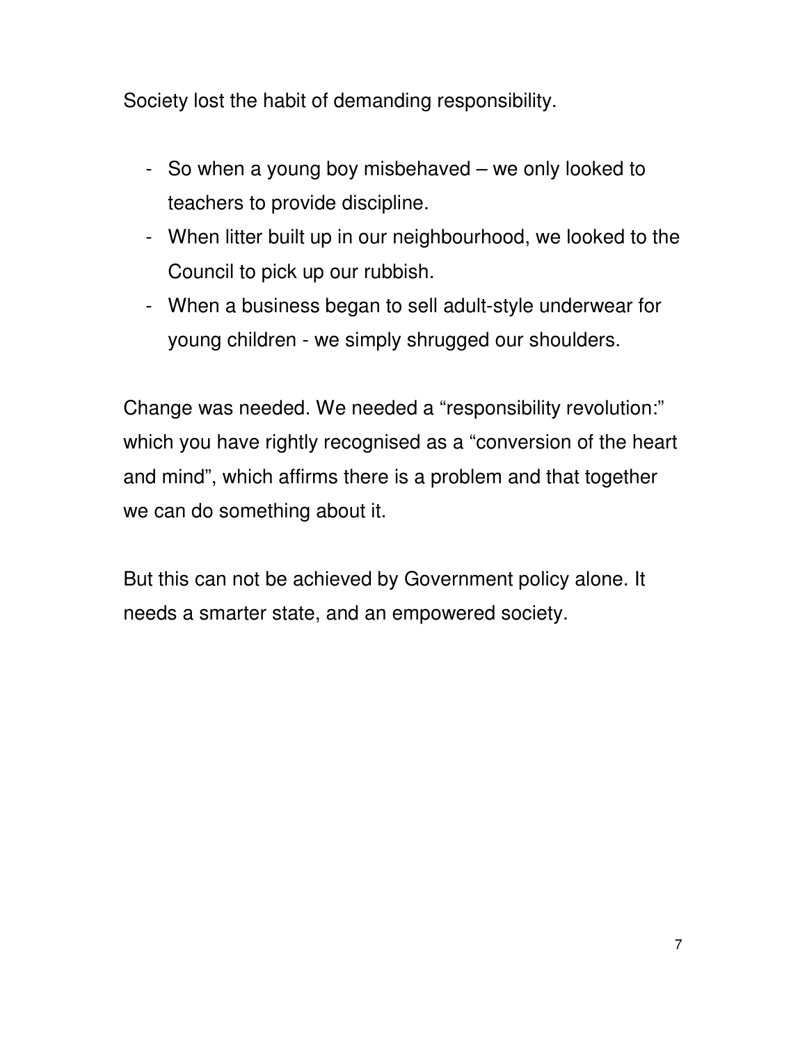Society lost the habit of demanding responsibility.

- So when a young boy misbehaved – we only looked to teachers to provide discipline.
- When litter built up in our neighbourhood, we looked to the Council to pick up our rubbish.
- When a business began to sell adult-style underwear for young children - we simply shrugged our shoulders.

Change was needed. We needed a “responsibility revolution:” which you have rightly recognised as a “conversion of the heart and mind”, which affirms there is a problem and that together we can do something about it.

But this can not be achieved by Government policy alone. It needs a smarter state, and an empowered society.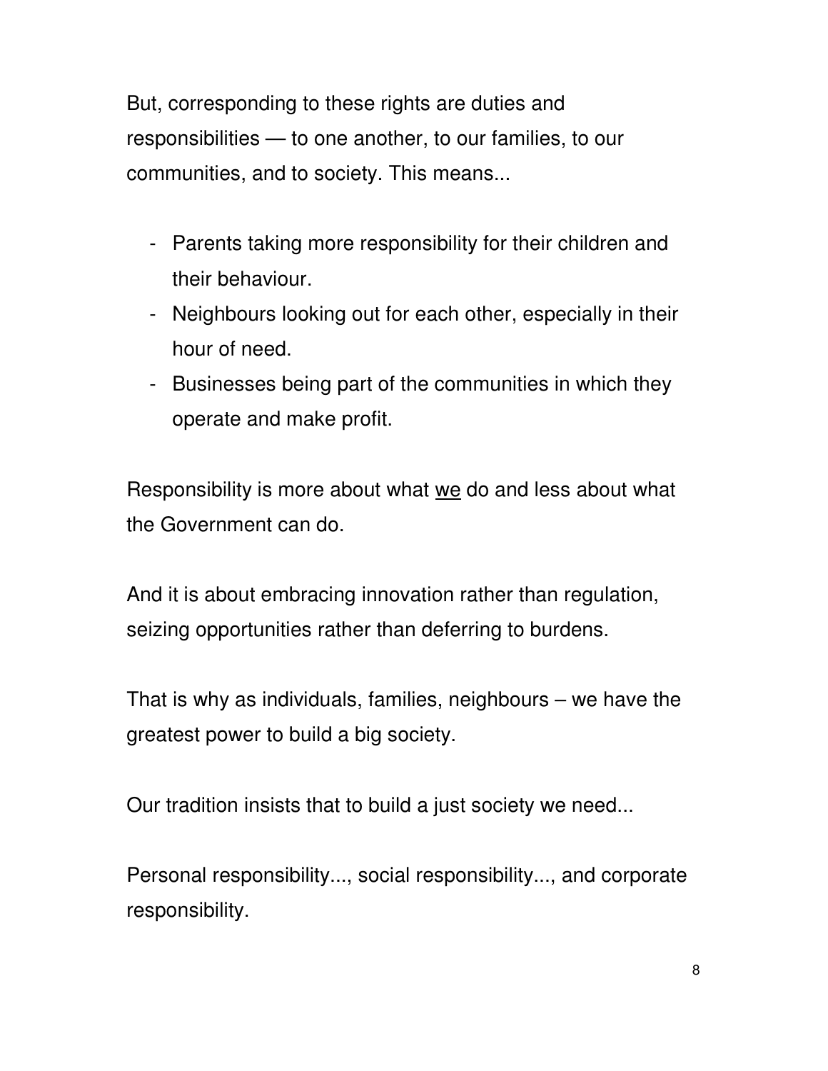But, corresponding to these rights are duties and responsibilities — to one another, to our families, to our communities, and to society. This means...

- Parents taking more responsibility for their children and their behaviour.
- Neighbours looking out for each other, especially in their hour of need.
- Businesses being part of the communities in which they operate and make profit.

Responsibility is more about what <u>we</u> do and less about what the Government can do.

And it is about embracing innovation rather than regulation, seizing opportunities rather than deferring to burdens.

That is why as individuals, families, neighbours – we have the greatest power to build a big society.

Our tradition insists that to build a just society we need...

Personal responsibility..., social responsibility..., and corporate responsibility.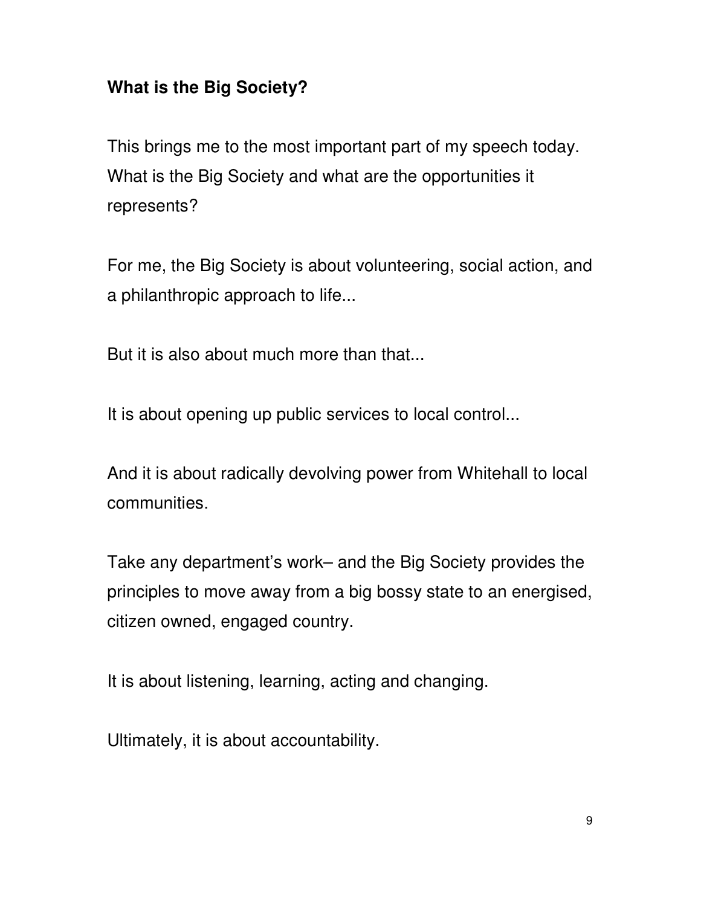**What is the Big Society?**

This brings me to the most important part of my speech today. What is the Big Society and what are the opportunities it represents?

For me, the Big Society is about volunteering, social action, and a philanthropic approach to life...

But it is also about much more than that...

It is about opening up public services to local control...

And it is about radically devolving power from Whitehall to local communities.

Take any department's work– and the Big Society provides the principles to move away from a big bossy state to an energised, citizen owned, engaged country.

It is about listening, learning, acting and changing.

Ultimately, it is about accountability.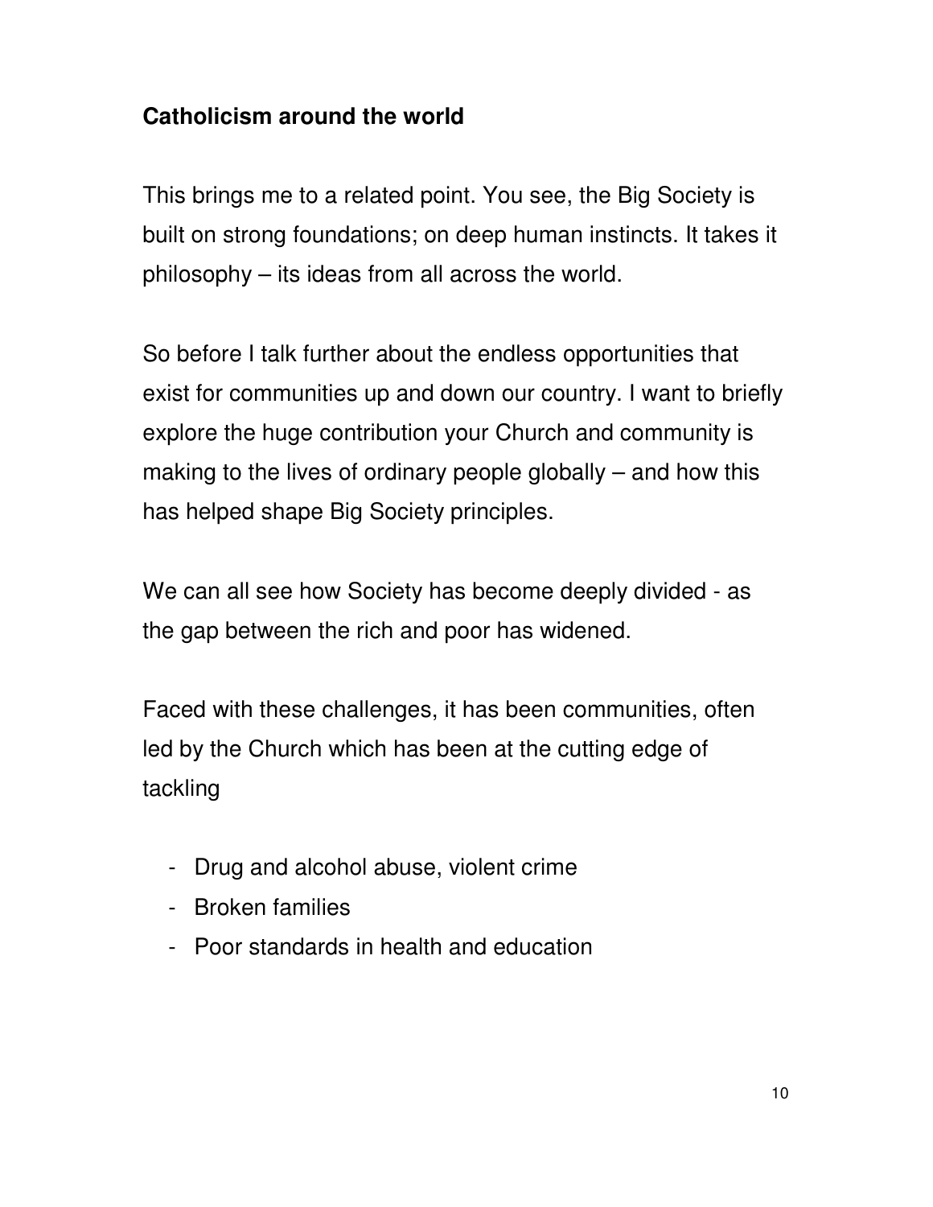## Catholicism around the world

This brings me to a related point. You see, the Big Society is built on strong foundations; on deep human instincts. It takes it philosophy – its ideas from all across the world.

So before I talk further about the endless opportunities that exist for communities up and down our country. I want to briefly explore the huge contribution your Church and community is making to the lives of ordinary people globally – and how this has helped shape Big Society principles.

We can all see how Society has become deeply divided - as the gap between the rich and poor has widened.

Faced with these challenges, it has been communities, often led by the Church which has been at the cutting edge of tackling

- Drug and alcohol abuse, violent crime
- Broken families
- Poor standards in health and education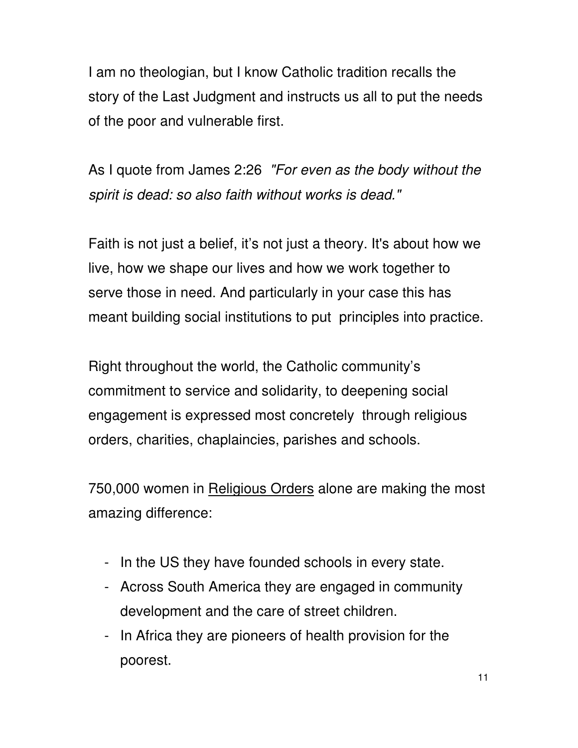I am no theologian, but I know Catholic tradition recalls the story of the Last Judgment and instructs us all to put the needs of the poor and vulnerable first.

As I quote from James 2:26 *"For even as the body without the spirit is dead: so also faith without works is dead."*

Faith is not just a belief, it's not just a theory. It's about how we live, how we shape our lives and how we work together to serve those in need. And particularly in your case this has meant building social institutions to put principles into practice.

Right throughout the world, the Catholic community's commitment to service and solidarity, to deepening social engagement is expressed most concretely through religious orders, charities, chaplaincies, parishes and schools.

750,000 women in <u>Religious Orders</u> alone are making the most amazing difference:

- In the US they have founded schools in every state.
- Across South America they are engaged in community development and the care of street children.
- In Africa they are pioneers of health provision for the poorest.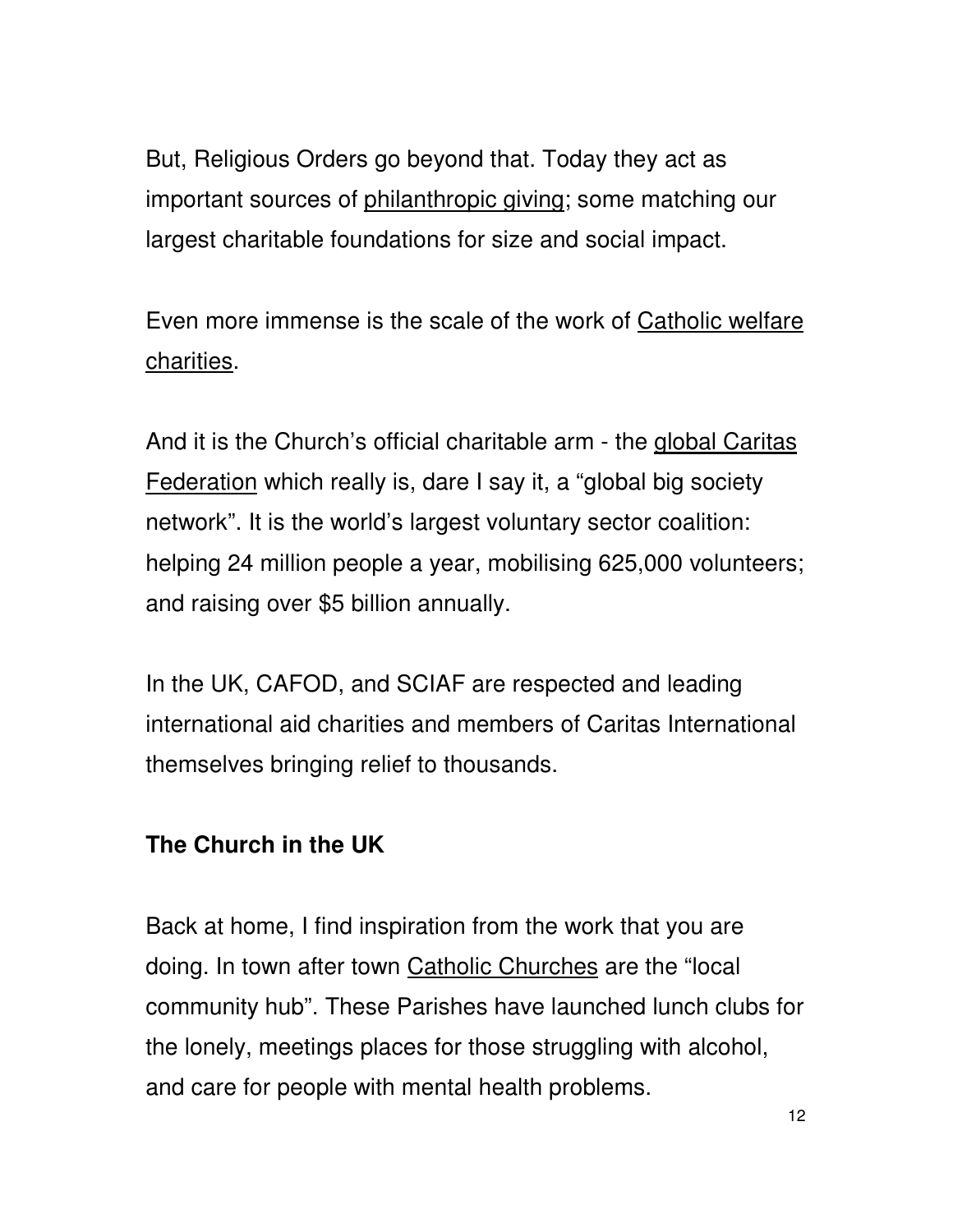But, Religious Orders go beyond that. Today they act as important sources of <u>philanthropic giving</u>; some matching our largest charitable foundations for size and social impact.

Even more immense is the scale of the work of <u>Catholic welfare charities</u>.

And it is the Church's official charitable arm - the <u>global Caritas Federation</u> which really is, dare I say it, a "global big society network". It is the world's largest voluntary sector coalition: helping 24 million people a year, mobilising 625,000 volunteers; and raising over $5 billion annually.

In the UK, CAFOD, and SCIAF are respected and leading international aid charities and members of Caritas International themselves bringing relief to thousands.

**The Church in the UK**

Back at home, I find inspiration from the work that you are doing. In town after town <u>Catholic Churches</u> are the "local community hub". These Parishes have launched lunch clubs for the lonely, meetings places for those struggling with alcohol, and care for people with mental health problems.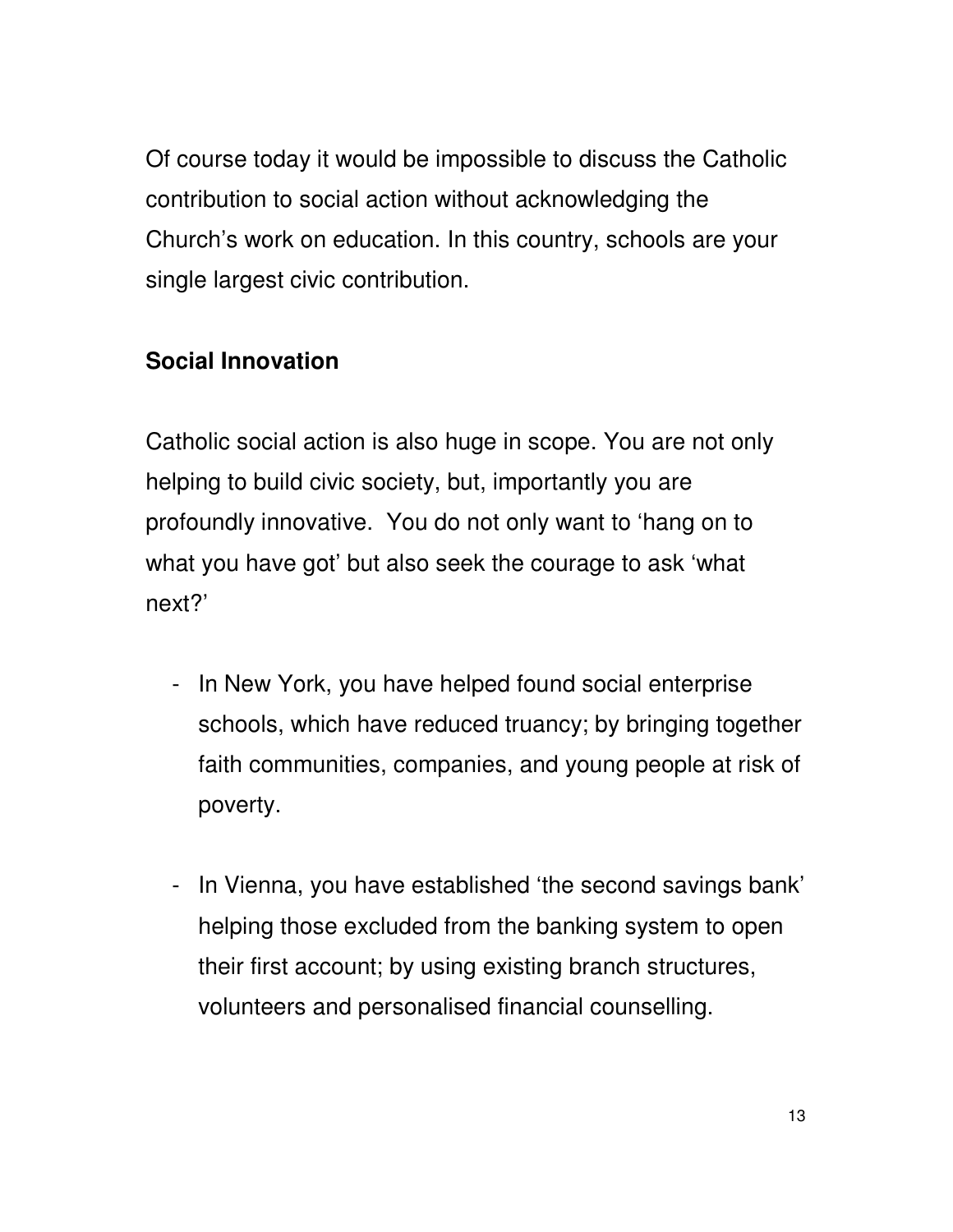Of course today it would be impossible to discuss the Catholic contribution to social action without acknowledging the Church's work on education. In this country, schools are your single largest civic contribution.

## Social Innovation

Catholic social action is also huge in scope. You are not only helping to build civic society, but, importantly you are profoundly innovative. You do not only want to 'hang on to what you have got' but also seek the courage to ask 'what next?'

- In New York, you have helped found social enterprise schools, which have reduced truancy; by bringing together faith communities, companies, and young people at risk of poverty.

- In Vienna, you have established 'the second savings bank' helping those excluded from the banking system to open their first account; by using existing branch structures, volunteers and personalised financial counselling.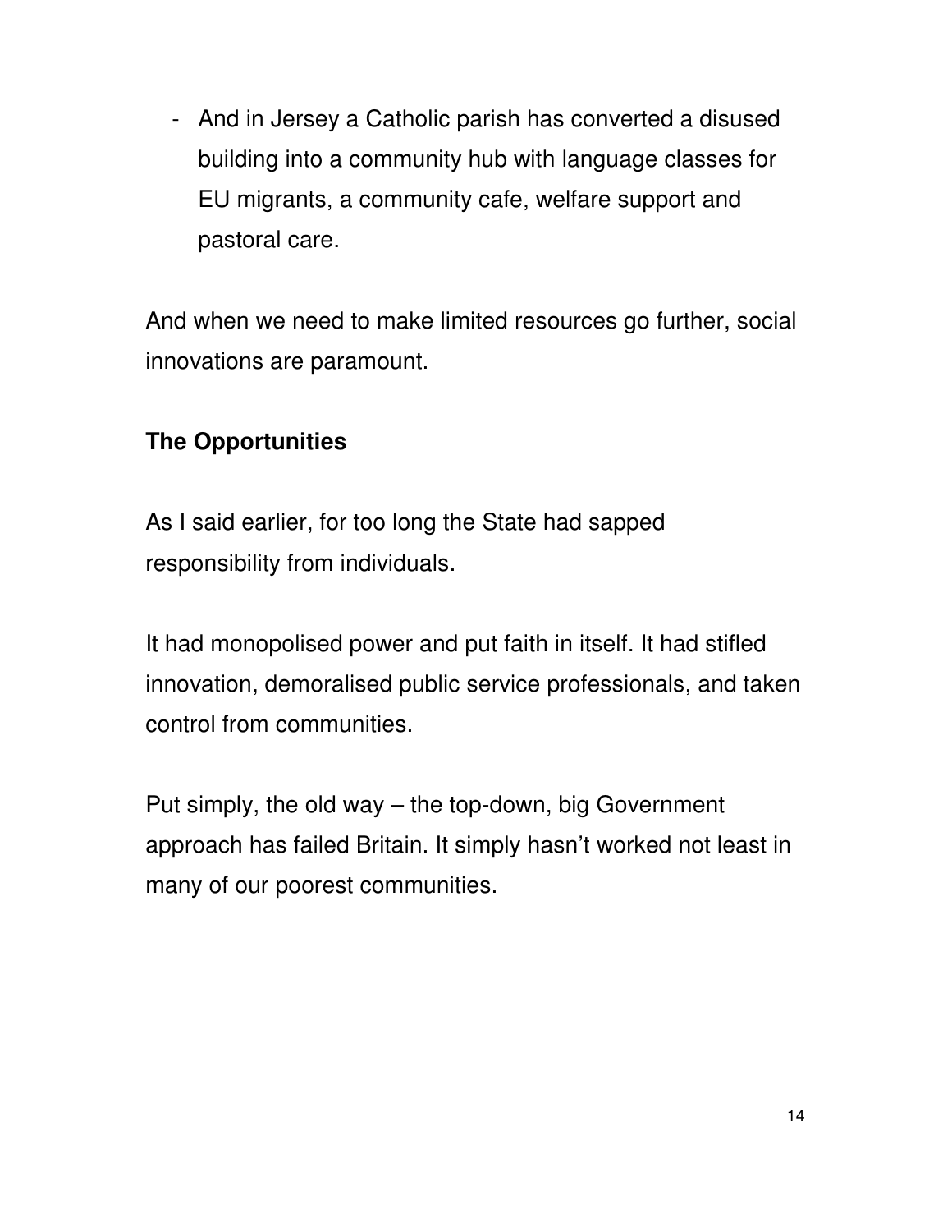- And in Jersey a Catholic parish has converted a disused building into a community hub with language classes for EU migrants, a community cafe, welfare support and pastoral care.

And when we need to make limited resources go further, social innovations are paramount.

**The Opportunities**

As I said earlier, for too long the State had sapped responsibility from individuals.

It had monopolised power and put faith in itself. It had stifled innovation, demoralised public service professionals, and taken control from communities.

Put simply, the old way – the top-down, big Government approach has failed Britain. It simply hasn't worked not least in many of our poorest communities.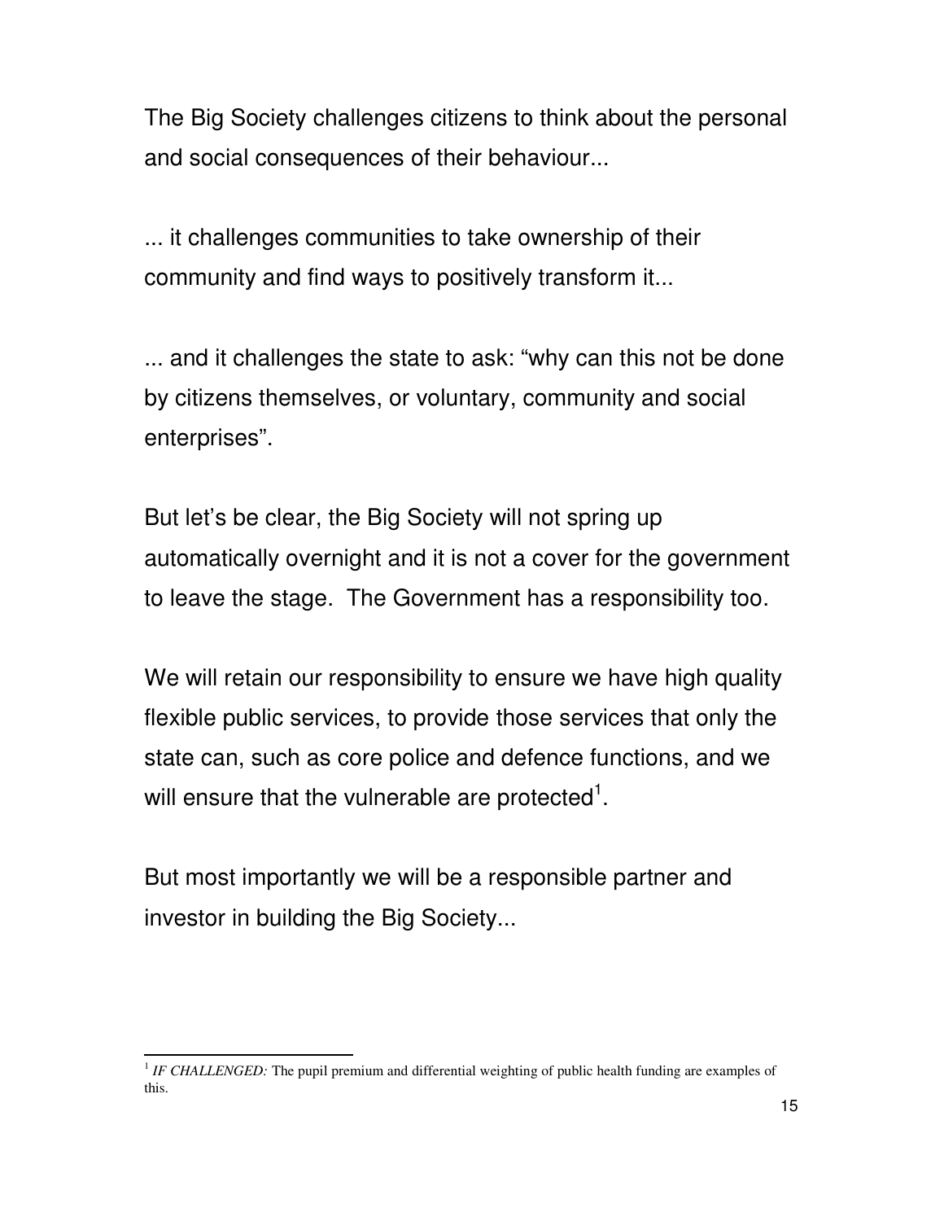The Big Society challenges citizens to think about the personal and social consequences of their behaviour...

... it challenges communities to take ownership of their community and find ways to positively transform it...

... and it challenges the state to ask: "why can this not be done by citizens themselves, or voluntary, community and social enterprises".

But let's be clear, the Big Society will not spring up automatically overnight and it is not a cover for the government to leave the stage. The Government has a responsibility too.

We will retain our responsibility to ensure we have high quality flexible public services, to provide those services that only the state can, such as core police and defence functions, and we will ensure that the vulnerable are protected[1].

But most importantly we will be a responsible partner and investor in building the Big Society...

---

[1] *IF CHALLENGED:* The pupil premium and differential weighting of public health funding are examples of this.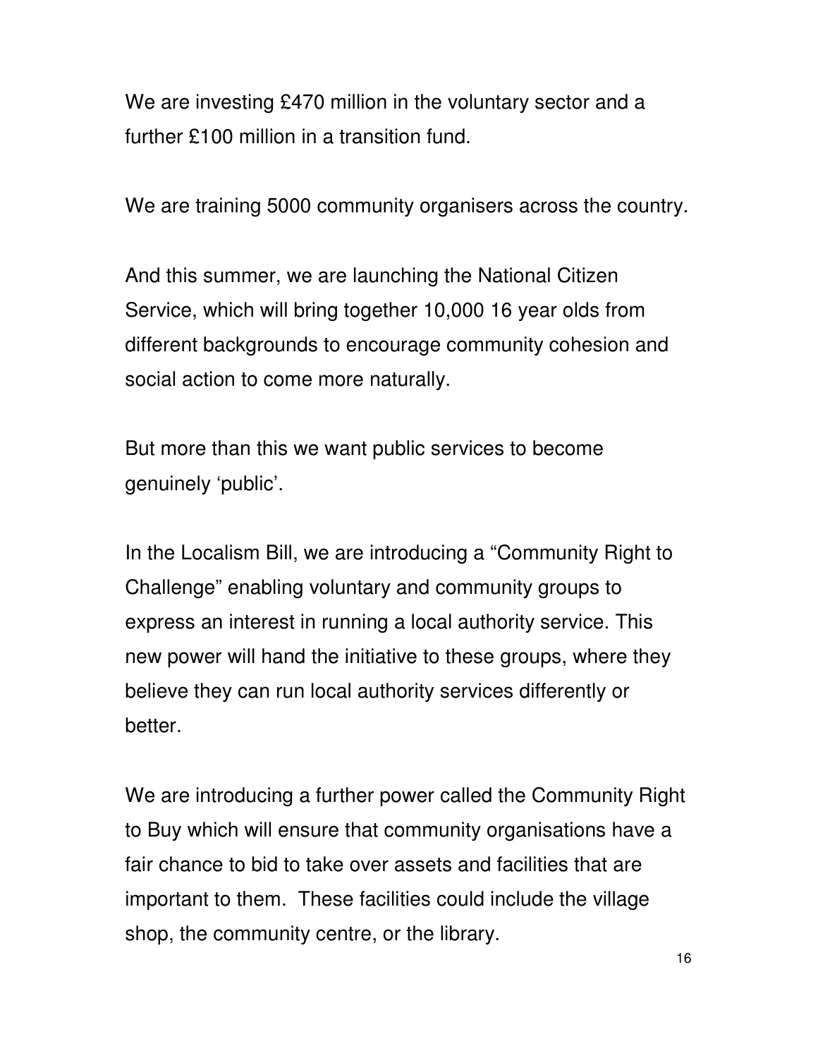We are investing £470 million in the voluntary sector and a further £100 million in a transition fund.

We are training 5000 community organisers across the country.

And this summer, we are launching the National Citizen Service, which will bring together 10,000 16 year olds from different backgrounds to encourage community cohesion and social action to come more naturally.

But more than this we want public services to become genuinely 'public'.

In the Localism Bill, we are introducing a "Community Right to Challenge" enabling voluntary and community groups to express an interest in running a local authority service. This new power will hand the initiative to these groups, where they believe they can run local authority services differently or better.

We are introducing a further power called the Community Right to Buy which will ensure that community organisations have a fair chance to bid to take over assets and facilities that are important to them. These facilities could include the village shop, the community centre, or the library.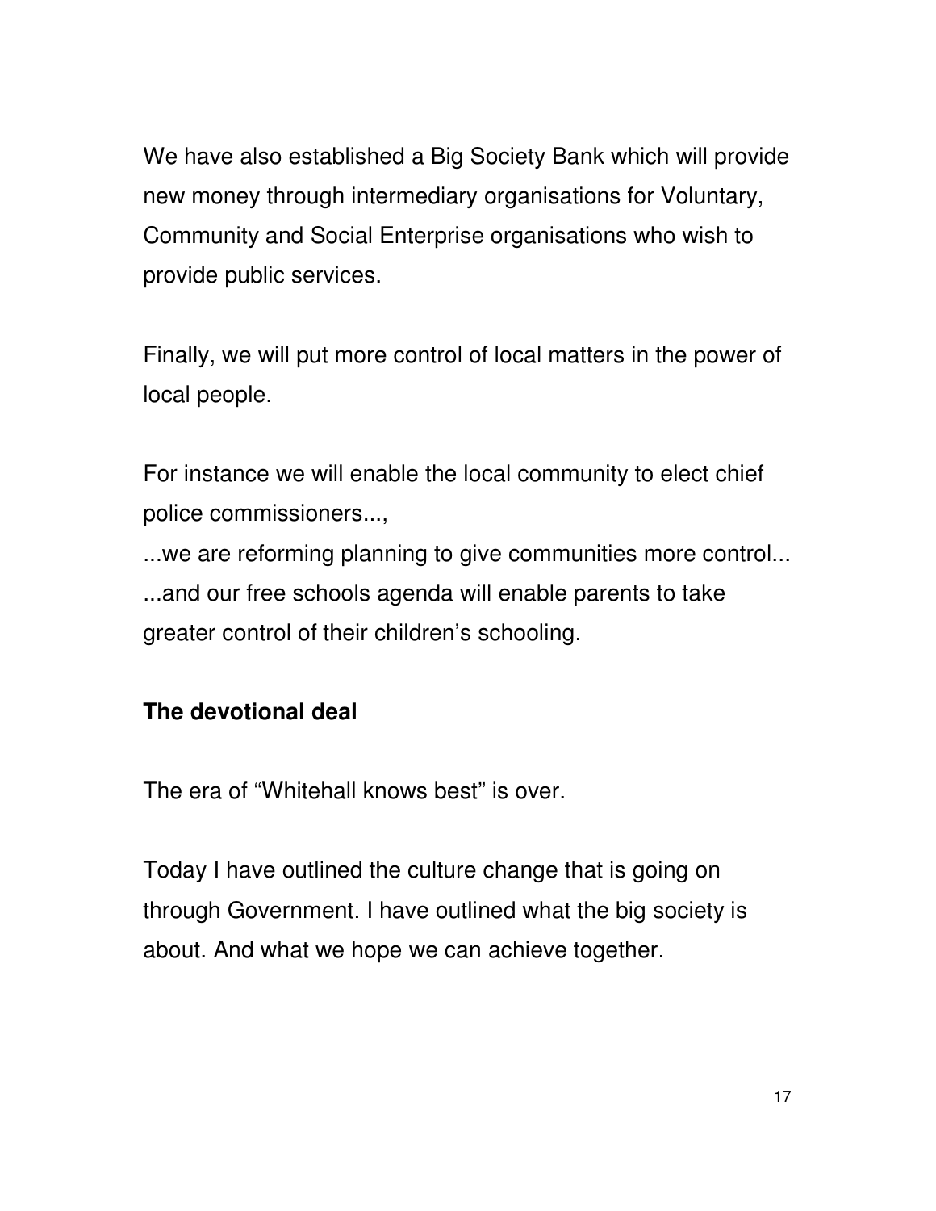We have also established a Big Society Bank which will provide new money through intermediary organisations for Voluntary, Community and Social Enterprise organisations who wish to provide public services.

Finally, we will put more control of local matters in the power of local people.

For instance we will enable the local community to elect chief police commissioners...,

...we are reforming planning to give communities more control...

...and our free schools agenda will enable parents to take greater control of their children's schooling.

**The devotional deal**

The era of "Whitehall knows best" is over.

Today I have outlined the culture change that is going on through Government. I have outlined what the big society is about. And what we hope we can achieve together.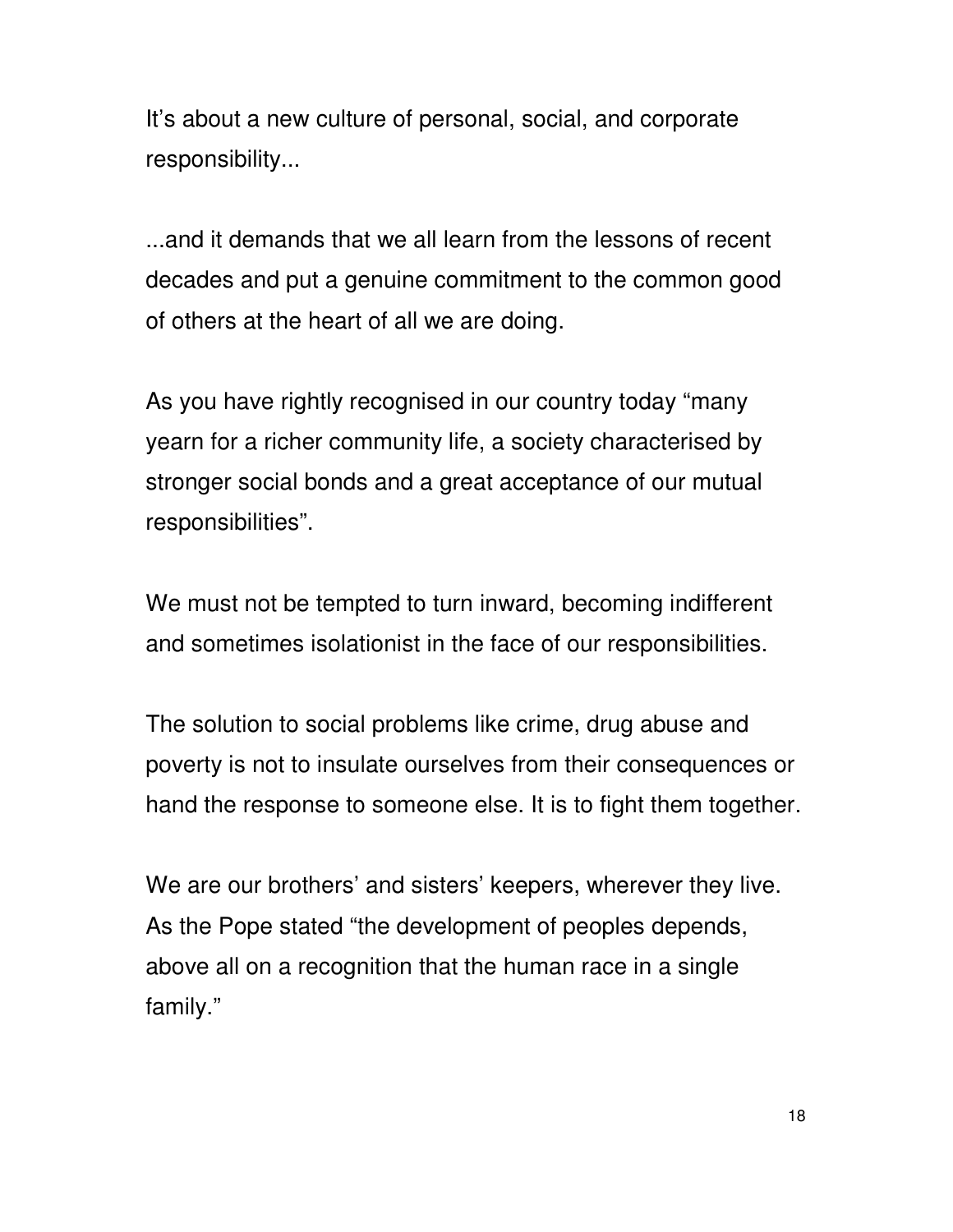It’s about a new culture of personal, social, and corporate responsibility...

...and it demands that we all learn from the lessons of recent decades and put a genuine commitment to the common good of others at the heart of all we are doing.

As you have rightly recognised in our country today “many yearn for a richer community life, a society characterised by stronger social bonds and a great acceptance of our mutual responsibilities”.

We must not be tempted to turn inward, becoming indifferent and sometimes isolationist in the face of our responsibilities.

The solution to social problems like crime, drug abuse and poverty is not to insulate ourselves from their consequences or hand the response to someone else. It is to fight them together.

We are our brothers’ and sisters’ keepers, wherever they live. As the Pope stated “the development of peoples depends, above all on a recognition that the human race in a single family.”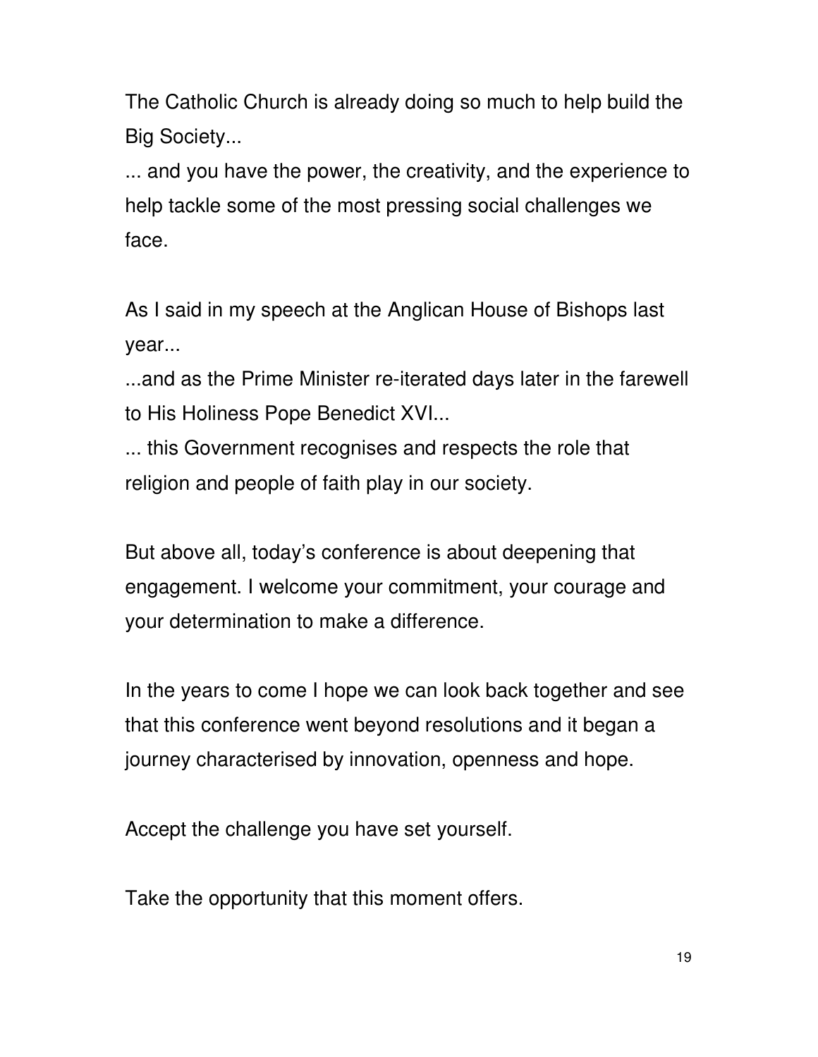The Catholic Church is already doing so much to help build the Big Society...

... and you have the power, the creativity, and the experience to help tackle some of the most pressing social challenges we face.

As I said in my speech at the Anglican House of Bishops last year...

...and as the Prime Minister re-iterated days later in the farewell to His Holiness Pope Benedict XVI...

... this Government recognises and respects the role that religion and people of faith play in our society.

But above all, today's conference is about deepening that engagement. I welcome your commitment, your courage and your determination to make a difference.

In the years to come I hope we can look back together and see that this conference went beyond resolutions and it began a journey characterised by innovation, openness and hope.

Accept the challenge you have set yourself.

Take the opportunity that this moment offers.